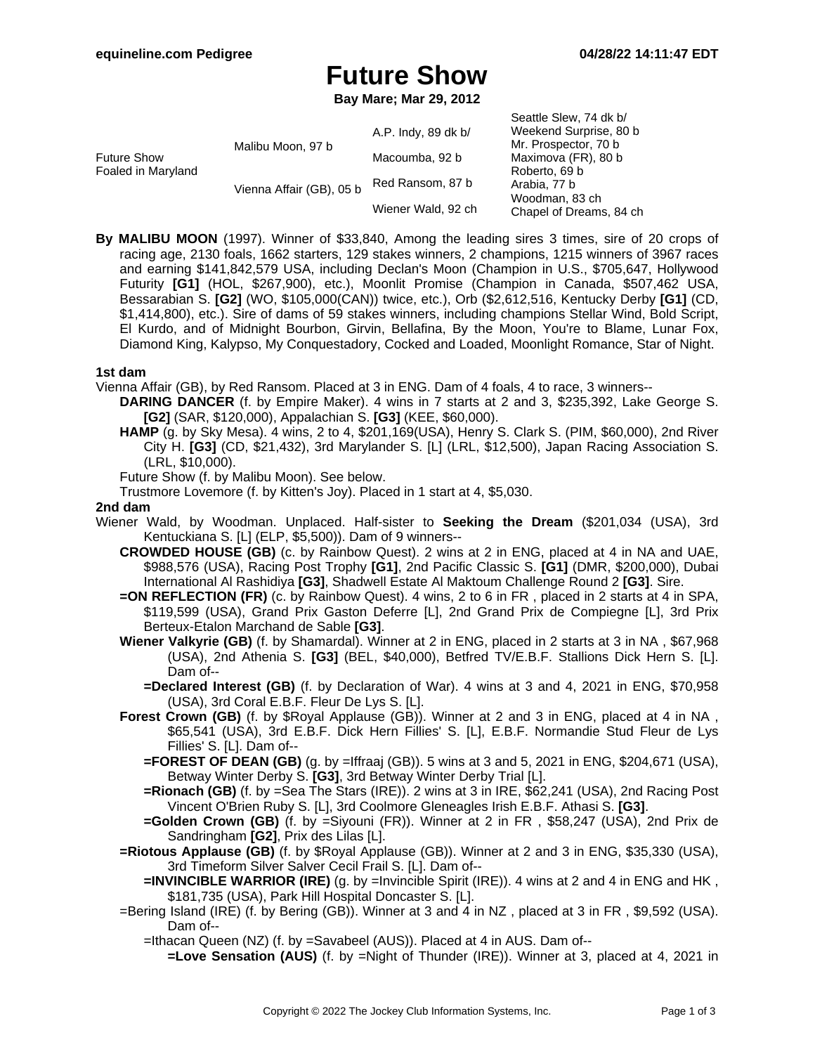# Future Show

**Bay Mare; Mar 29, 2012**

| | | | |
|---|---|---|---|
| Future Show<br>Foaled in Maryland | Malibu Moon, 97 b | A.P. Indy, 89 dk b/ | Seattle Slew, 74 dk b/ |
| | | | Weekend Surprise, 80 b |
| | | Macoumba, 92 b | Mr. Prospector, 70 b |
| | | | Maximova (FR), 80 b |
| | Vienna Affair (GB), 05 b | Red Ransom, 87 b | Roberto, 69 b |
| | | | Arabia, 77 b |
| | | Wiener Wald, 92 ch | Woodman, 83 ch |
| | | | Chapel of Dreams, 84 ch |

**By MALIBU MOON** (1997). Winner of $33,840, Among the leading sires 3 times, sire of 20 crops of racing age, 2130 foals, 1662 starters, 129 stakes winners, 2 champions, 1215 winners of 3967 races and earning $141,842,579 USA, including Declan's Moon (Champion in U.S., $705,647, Hollywood Futurity **[G1]** (HOL, $267,900), etc.), Moonlit Promise (Champion in Canada, $507,462 USA, Bessarabian S. **[G2]** (WO, $105,000(CAN)) twice, etc.), Orb ($2,612,516, Kentucky Derby **[G1]** (CD, $1,414,800), etc.). Sire of dams of 59 stakes winners, including champions Stellar Wind, Bold Script, El Kurdo, and of Midnight Bourbon, Girvin, Bellafina, By the Moon, You're to Blame, Lunar Fox, Diamond King, Kalypso, My Conquestadory, Cocked and Loaded, Moonlight Romance, Star of Night.

### 1st dam

Vienna Affair (GB), by Red Ransom. Placed at 3 in ENG. Dam of 4 foals, 4 to race, 3 winners--

- **DARING DANCER** (f. by Empire Maker). 4 wins in 7 starts at 2 and 3, $235,392, Lake George S. **[G2]** (SAR, $120,000), Appalachian S. **[G3]** (KEE, $60,000).
- **HAMP** (g. by Sky Mesa). 4 wins, 2 to 4, $201,169(USA), Henry S. Clark S. (PIM, $60,000), 2nd River City H. **[G3]** (CD, $21,432), 3rd Marylander S. [L] (LRL, $12,500), Japan Racing Association S. (LRL, $10,000).
- Future Show (f. by Malibu Moon). See below.
- Trustmore Lovemore (f. by Kitten's Joy). Placed in 1 start at 4, $5,030.

### 2nd dam

Wiener Wald, by Woodman. Unplaced. Half-sister to **Seeking the Dream** ($201,034 (USA), 3rd Kentuckiana S. [L] (ELP, $5,500)). Dam of 9 winners--

- **CROWDED HOUSE (GB)** (c. by Rainbow Quest). 2 wins at 2 in ENG, placed at 4 in NA and UAE, $988,576 (USA), Racing Post Trophy **[G1]**, 2nd Pacific Classic S. **[G1]** (DMR, $200,000), Dubai International Al Rashidiya **[G3]**, Shadwell Estate Al Maktoum Challenge Round 2 **[G3]**. Sire.
- **=ON REFLECTION (FR)** (c. by Rainbow Quest). 4 wins, 2 to 6 in FR , placed in 2 starts at 4 in SPA, $119,599 (USA), Grand Prix Gaston Deferre [L], 2nd Grand Prix de Compiegne [L], 3rd Prix Berteux-Etalon Marchand de Sable **[G3]**.
- **Wiener Valkyrie (GB)** (f. by Shamardal). Winner at 2 in ENG, placed in 2 starts at 3 in NA , $67,968 (USA), 2nd Athenia S. **[G3]** (BEL, $40,000), Betfred TV/E.B.F. Stallions Dick Hern S. [L]. Dam of--
  - **=Declared Interest (GB)** (f. by Declaration of War). 4 wins at 3 and 4, 2021 in ENG, $70,958 (USA), 3rd Coral E.B.F. Fleur De Lys S. [L].
- **Forest Crown (GB)** (f. by $Royal Applause (GB)). Winner at 2 and 3 in ENG, placed at 4 in NA , $65,541 (USA), 3rd E.B.F. Dick Hern Fillies' S. [L], E.B.F. Normandie Stud Fleur de Lys Fillies' S. [L]. Dam of--
  - **=FOREST OF DEAN (GB)** (g. by =Iffraaj (GB)). 5 wins at 3 and 5, 2021 in ENG, $204,671 (USA), Betway Winter Derby S. **[G3]**, 3rd Betway Winter Derby Trial [L].
  - **=Rionach (GB)** (f. by =Sea The Stars (IRE)). 2 wins at 3 in IRE, $62,241 (USA), 2nd Racing Post Vincent O'Brien Ruby S. [L], 3rd Coolmore Gleneagles Irish E.B.F. Athasi S. **[G3]**.
  - **=Golden Crown (GB)** (f. by =Siyouni (FR)). Winner at 2 in FR , $58,247 (USA), 2nd Prix de Sandringham **[G2]**, Prix des Lilas [L].
- **=Riotous Applause (GB)** (f. by $Royal Applause (GB)). Winner at 2 and 3 in ENG, $35,330 (USA), 3rd Timeform Silver Salver Cecil Frail S. [L]. Dam of--
  - **=INVINCIBLE WARRIOR (IRE)** (g. by =Invincible Spirit (IRE)). 4 wins at 2 and 4 in ENG and HK , $181,735 (USA), Park Hill Hospital Doncaster S. [L].
- =Bering Island (IRE) (f. by Bering (GB)). Winner at 3 and 4 in NZ , placed at 3 in FR , $9,592 (USA). Dam of--
  - =Ithacan Queen (NZ) (f. by =Savabeel (AUS)). Placed at 4 in AUS. Dam of--
    - **=Love Sensation (AUS)** (f. by =Night of Thunder (IRE)). Winner at 3, placed at 4, 2021 in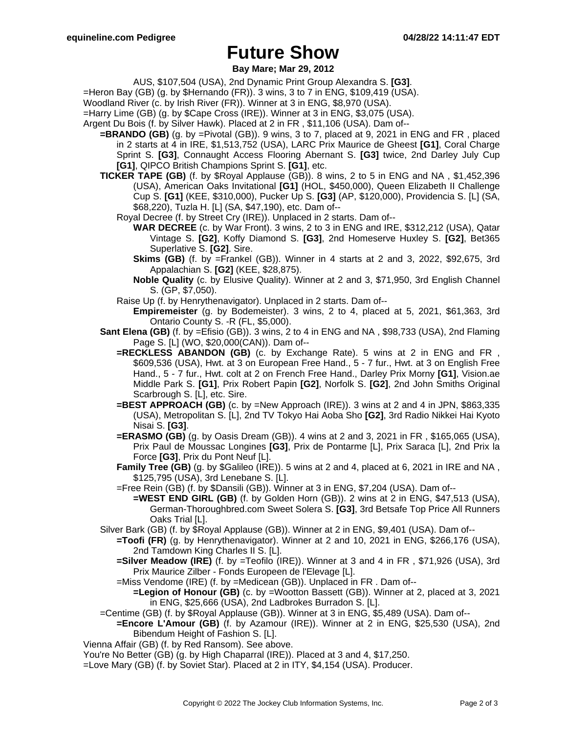# Future Show

**Bay Mare; Mar 29, 2012**

AUS, $107,504 (USA), 2nd Dynamic Print Group Alexandra S. **[G3]**.

=Heron Bay (GB) (g. by $Hernando (FR)). 3 wins, 3 to 7 in ENG, $109,419 (USA).

Woodland River (c. by Irish River (FR)). Winner at 3 in ENG, $8,970 (USA).

=Harry Lime (GB) (g. by $Cape Cross (IRE)). Winner at 3 in ENG, $3,075 (USA).

Argent Du Bois (f. by Silver Hawk). Placed at 2 in FR , $11,106 (USA). Dam of--

- **=BRANDO (GB)** (g. by =Pivotal (GB)). 9 wins, 3 to 7, placed at 9, 2021 in ENG and FR , placed in 2 starts at 4 in IRE, $1,513,752 (USA), LARC Prix Maurice de Gheest **[G1]**, Coral Charge Sprint S. **[G3]**, Connaught Access Flooring Abernant S. **[G3]** twice, 2nd Darley July Cup **[G1]**, QIPCO British Champions Sprint S. **[G1]**, etc.
- **TICKER TAPE (GB)** (f. by $Royal Applause (GB)). 8 wins, 2 to 5 in ENG and NA , $1,452,396 (USA), American Oaks Invitational **[G1]** (HOL, $450,000), Queen Elizabeth II Challenge Cup S. **[G1]** (KEE, $310,000), Pucker Up S. **[G3]** (AP, $120,000), Providencia S. [L] (SA, $68,220), Tuzla H. [L] (SA, $47,190), etc. Dam of--
  - Royal Decree (f. by Street Cry (IRE)). Unplaced in 2 starts. Dam of--
    - **WAR DECREE** (c. by War Front). 3 wins, 2 to 3 in ENG and IRE, $312,212 (USA), Qatar Vintage S. **[G2]**, Koffy Diamond S. **[G3]**, 2nd Homeserve Huxley S. **[G2]**, Bet365 Superlative S. **[G2]**. Sire.
    - **Skims (GB)** (f. by =Frankel (GB)). Winner in 4 starts at 2 and 3, 2022, $92,675, 3rd Appalachian S. **[G2]** (KEE, $28,875).
    - **Noble Quality** (c. by Elusive Quality). Winner at 2 and 3, $71,950, 3rd English Channel S. (GP, $7,050).
  - Raise Up (f. by Henrythenavigator). Unplaced in 2 starts. Dam of--
    - **Empiremeister** (g. by Bodemeister). 3 wins, 2 to 4, placed at 5, 2021, $61,363, 3rd Ontario County S. -R (FL, $5,000).
- **Sant Elena (GB)** (f. by =Efisio (GB)). 3 wins, 2 to 4 in ENG and NA , $98,733 (USA), 2nd Flaming Page S. [L] (WO, $20,000(CAN)). Dam of--
  - **=RECKLESS ABANDON (GB)** (c. by Exchange Rate). 5 wins at 2 in ENG and FR , $609,536 (USA), Hwt. at 3 on European Free Hand., 5 - 7 fur., Hwt. at 3 on English Free Hand., 5 - 7 fur., Hwt. colt at 2 on French Free Hand., Darley Prix Morny **[G1]**, Vision.ae Middle Park S. **[G1]**, Prix Robert Papin **[G2]**, Norfolk S. **[G2]**, 2nd John Smiths Original Scarbrough S. [L], etc. Sire.
  - **=BEST APPROACH (GB)** (c. by =New Approach (IRE)). 3 wins at 2 and 4 in JPN, $863,335 (USA), Metropolitan S. [L], 2nd TV Tokyo Hai Aoba Sho **[G2]**, 3rd Radio Nikkei Hai Kyoto Nisai S. **[G3]**.
  - **=ERASMO (GB)** (g. by Oasis Dream (GB)). 4 wins at 2 and 3, 2021 in FR , $165,065 (USA), Prix Paul de Moussac Longines **[G3]**, Prix de Pontarme [L], Prix Saraca [L], 2nd Prix la Force **[G3]**, Prix du Pont Neuf [L].
  - **Family Tree (GB)** (g. by $Galileo (IRE)). 5 wins at 2 and 4, placed at 6, 2021 in IRE and NA , $125,795 (USA), 3rd Lenebane S. [L].
  - =Free Rein (GB) (f. by $Dansili (GB)). Winner at 3 in ENG, $7,204 (USA). Dam of--
    - **=WEST END GIRL (GB)** (f. by Golden Horn (GB)). 2 wins at 2 in ENG, $47,513 (USA), German-Thoroughbred.com Sweet Solera S. **[G3]**, 3rd Betsafe Top Price All Runners Oaks Trial [L].
- Silver Bark (GB) (f. by $Royal Applause (GB)). Winner at 2 in ENG, $9,401 (USA). Dam of--
  - **=Toofi (FR)** (g. by Henrythenavigator). Winner at 2 and 10, 2021 in ENG, $266,176 (USA), 2nd Tamdown King Charles II S. [L].
  - **=Silver Meadow (IRE)** (f. by =Teofilo (IRE)). Winner at 3 and 4 in FR , $71,926 (USA), 3rd Prix Maurice Zilber - Fonds Europeen de l'Elevage [L].
  - =Miss Vendome (IRE) (f. by =Medicean (GB)). Unplaced in FR . Dam of--
    - **=Legion of Honour (GB)** (c. by =Wootton Bassett (GB)). Winner at 2, placed at 3, 2021 in ENG, $25,666 (USA), 2nd Ladbrokes Burradon S. [L].
- =Centime (GB) (f. by $Royal Applause (GB)). Winner at 3 in ENG, $5,489 (USA). Dam of--
  - **=Encore L'Amour (GB)** (f. by Azamour (IRE)). Winner at 2 in ENG, $25,530 (USA), 2nd Bibendum Height of Fashion S. [L].

Vienna Affair (GB) (f. by Red Ransom). See above.

You're No Better (GB) (g. by High Chaparral (IRE)). Placed at 3 and 4, $17,250.

=Love Mary (GB) (f. by Soviet Star). Placed at 2 in ITY, $4,154 (USA). Producer.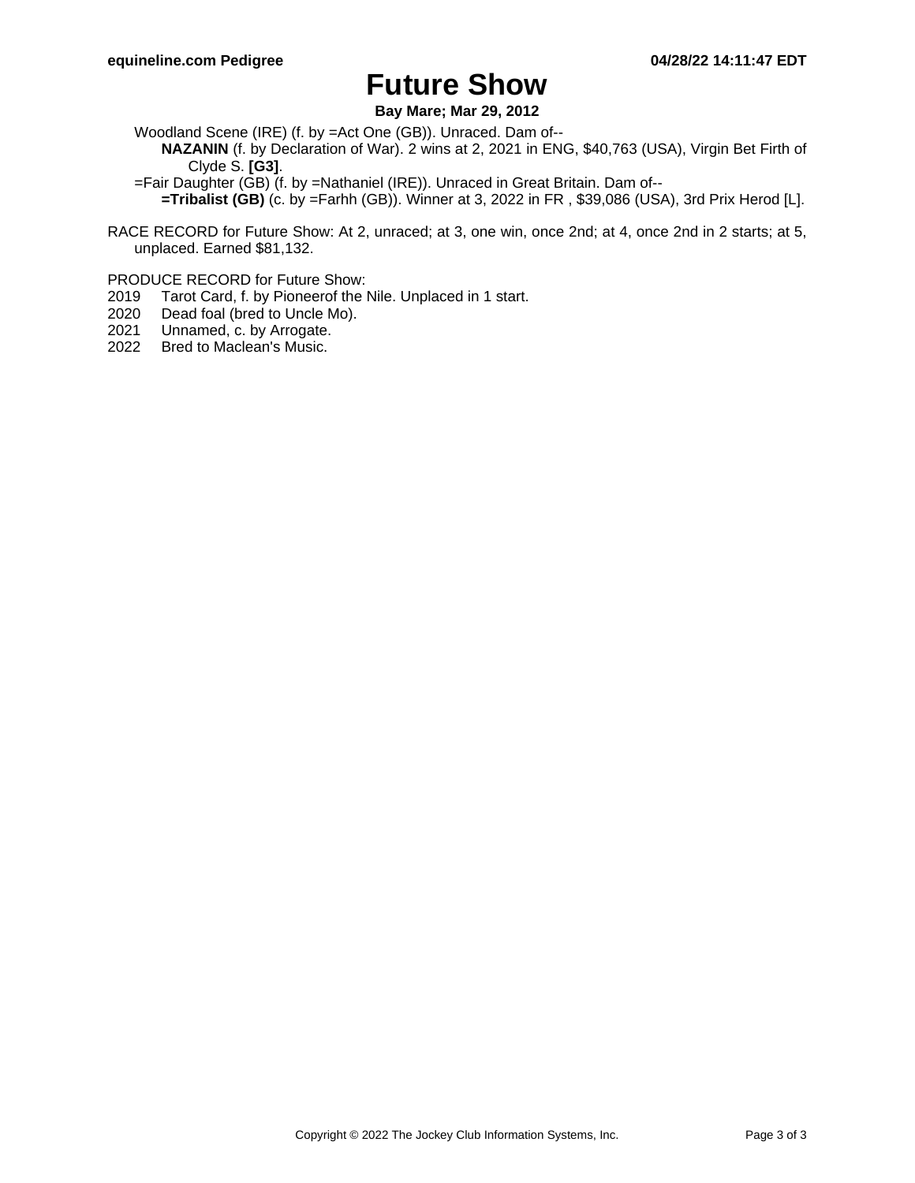# Future Show

**Bay Mare; Mar 29, 2012**

Woodland Scene (IRE) (f. by =Act One (GB)). Unraced. Dam of--

**NAZANIN** (f. by Declaration of War). 2 wins at 2, 2021 in ENG, $40,763 (USA), Virgin Bet Firth of Clyde S. **[G3]**.

=Fair Daughter (GB) (f. by =Nathaniel (IRE)). Unraced in Great Britain. Dam of--

**=Tribalist (GB)** (c. by =Farhh (GB)). Winner at 3, 2022 in FR , $39,086 (USA), 3rd Prix Herod [L].

RACE RECORD for Future Show: At 2, unraced; at 3, one win, once 2nd; at 4, once 2nd in 2 starts; at 5, unplaced. Earned $81,132.

PRODUCE RECORD for Future Show:

2019 Tarot Card, f. by Pioneerof the Nile. Unplaced in 1 start.
2020 Dead foal (bred to Uncle Mo).
2021 Unnamed, c. by Arrogate.
2022 Bred to Maclean's Music.